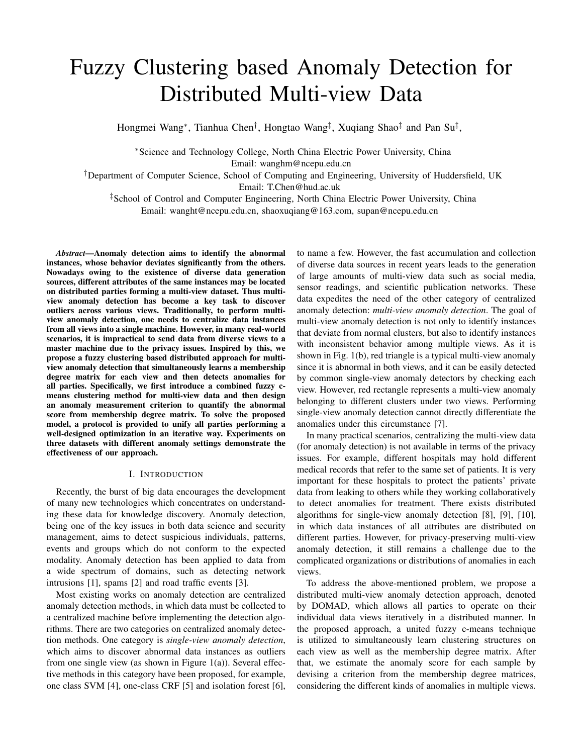# Fuzzy Clustering based Anomaly Detection for Distributed Multi-view Data

Hongmei Wang[*], Tianhua Chen[†], Hongtao Wang[‡], Xuqiang Shao[‡] and Pan Su[‡],

[*]Science and Technology College, North China Electric Power University, China
Email: wanghm@ncepu.edu.cn

[†]Department of Computer Science, School of Computing and Engineering, University of Huddersfield, UK
Email: T.Chen@hud.ac.uk

[‡]School of Control and Computer Engineering, North China Electric Power University, China
Email: wanght@ncepu.edu.cn, shaoxuqiang@163.com, supan@ncepu.edu.cn

***Abstract*—Anomaly detection aims to identify the abnormal instances, whose behavior deviates significantly from the others. Nowadays owing to the existence of diverse data generation sources, different attributes of the same instances may be located on distributed parties forming a multi-view dataset. Thus multi-view anomaly detection has become a key task to discover outliers across various views. Traditionally, to perform multi-view anomaly detection, one needs to centralize data instances from all views into a single machine. However, in many real-world scenarios, it is impractical to send data from diverse views to a master machine due to the privacy issues. Inspired by this, we propose a fuzzy clustering based distributed approach for multi-view anomaly detection that simultaneously learns a membership degree matrix for each view and then detects anomalies for all parties. Specifically, we first introduce a combined fuzzy c-means clustering method for multi-view data and then design an anomaly measurement criterion to quantify the abnormal score from membership degree matrix. To solve the proposed model, a protocol is provided to unify all parties performing a well-designed optimization in an iterative way. Experiments on three datasets with different anomaly settings demonstrate the effectiveness of our approach.**

## I. Introduction

Recently, the burst of big data encourages the development of many new technologies which concentrates on understanding these data for knowledge discovery. Anomaly detection, being one of the key issues in both data science and security management, aims to detect suspicious individuals, patterns, events and groups which do not conform to the expected modality. Anomaly detection has been applied to data from a wide spectrum of domains, such as detecting network intrusions [1], spams [2] and road traffic events [3].

Most existing works on anomaly detection are centralized anomaly detection methods, in which data must be collected to a centralized machine before implementing the detection algorithms. There are two categories on centralized anomaly detection methods. One category is *single-view anomaly detection*, which aims to discover abnormal data instances as outliers from one single view (as shown in Figure 1(a)). Several effective methods in this category have been proposed, for example, one class SVM [4], one-class CRF [5] and isolation forest [6], to name a few. However, the fast accumulation and collection of diverse data sources in recent years leads to the generation of large amounts of multi-view data such as social media, sensor readings, and scientific publication networks. These data expedites the need of the other category of centralized anomaly detection: *multi-view anomaly detection*. The goal of multi-view anomaly detection is not only to identify instances that deviate from normal clusters, but also to identify instances with inconsistent behavior among multiple views. As it is shown in Fig. 1(b), red triangle is a typical multi-view anomaly since it is abnormal in both views, and it can be easily detected by common single-view anomaly detectors by checking each view. However, red rectangle represents a multi-view anomaly belonging to different clusters under two views. Performing single-view anomaly detection cannot directly differentiate the anomalies under this circumstance [7].

In many practical scenarios, centralizing the multi-view data (for anomaly detection) is not available in terms of the privacy issues. For example, different hospitals may hold different medical records that refer to the same set of patients. It is very important for these hospitals to protect the patients' private data from leaking to others while they working collaboratively to detect anomalies for treatment. There exists distributed algorithms for single-view anomaly detection [8], [9], [10], in which data instances of all attributes are distributed on different parties. However, for privacy-preserving multi-view anomaly detection, it still remains a challenge due to the complicated organizations or distributions of anomalies in each views.

To address the above-mentioned problem, we propose a distributed multi-view anomaly detection approach, denoted by DOMAD, which allows all parties to operate on their individual data views iteratively in a distributed manner. In the proposed approach, a united fuzzy c-means technique is utilized to simultaneously learn clustering structures on each view as well as the membership degree matrix. After that, we estimate the anomaly score for each sample by devising a criterion from the membership degree matrices, considering the different kinds of anomalies in multiple views.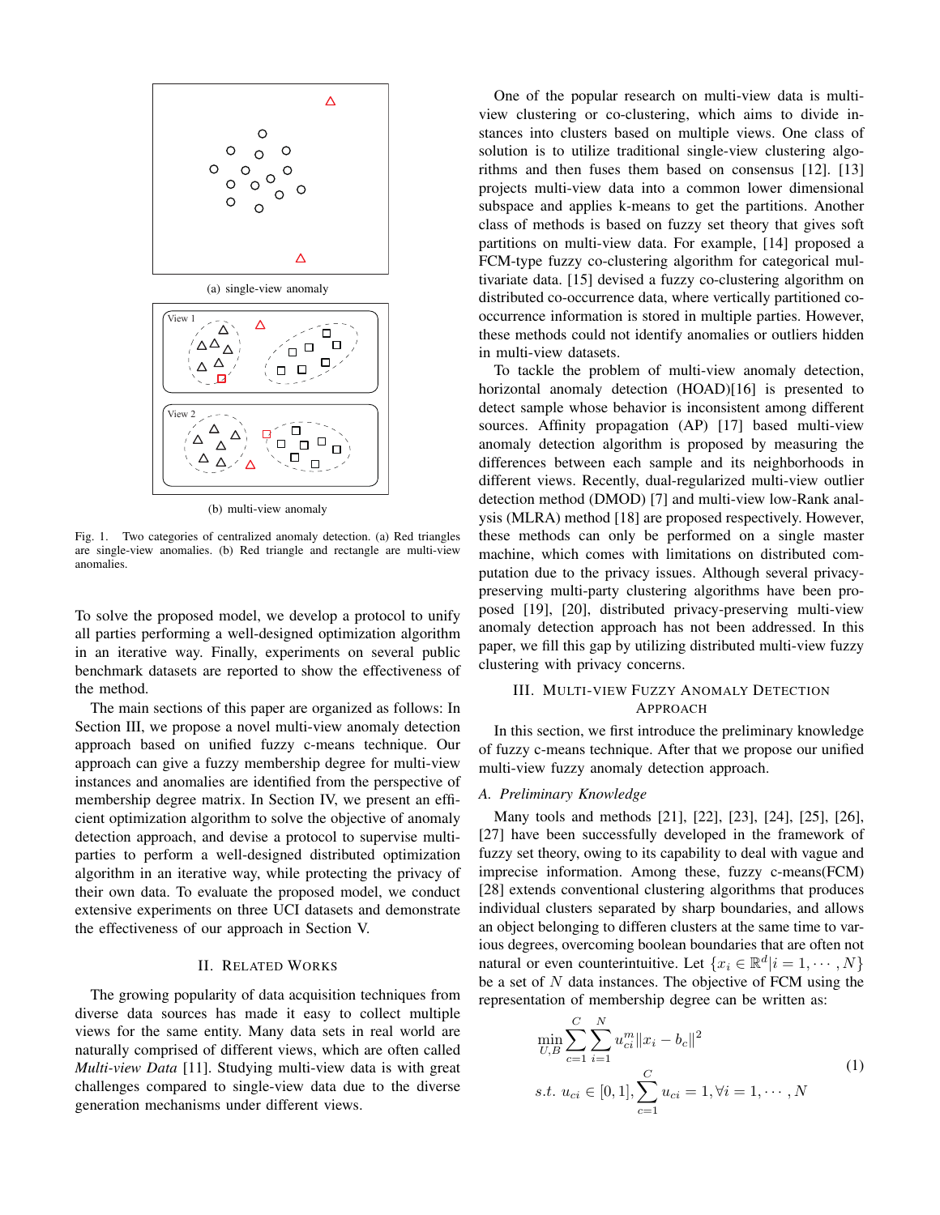(a) single-view anomaly

(b) multi-view anomaly

Fig. 1. Two categories of centralized anomaly detection. (a) Red triangles are single-view anomalies. (b) Red triangle and rectangle are multi-view anomalies.

To solve the proposed model, we develop a protocol to unify all parties performing a well-designed optimization algorithm in an iterative way. Finally, experiments on several public benchmark datasets are reported to show the effectiveness of the method.

The main sections of this paper are organized as follows: In Section III, we propose a novel multi-view anomaly detection approach based on unified fuzzy c-means technique. Our approach can give a fuzzy membership degree for multi-view instances and anomalies are identified from the perspective of membership degree matrix. In Section IV, we present an efficient optimization algorithm to solve the objective of anomaly detection approach, and devise a protocol to supervise multi-parties to perform a well-designed distributed optimization algorithm in an iterative way, while protecting the privacy of their own data. To evaluate the proposed model, we conduct extensive experiments on three UCI datasets and demonstrate the effectiveness of our approach in Section V.

## II. Related Works

The growing popularity of data acquisition techniques from diverse data sources has made it easy to collect multiple views for the same entity. Many data sets in real world are naturally comprised of different views, which are often called *Multi-view Data* [11]. Studying multi-view data is with great challenges compared to single-view data due to the diverse generation mechanisms under different views.

One of the popular research on multi-view data is multi-view clustering or co-clustering, which aims to divide instances into clusters based on multiple views. One class of solution is to utilize traditional single-view clustering algorithms and then fuses them based on consensus [12]. [13] projects multi-view data into a common lower dimensional subspace and applies k-means to get the partitions. Another class of methods is based on fuzzy set theory that gives soft partitions on multi-view data. For example, [14] proposed a FCM-type fuzzy co-clustering algorithm for categorical multivariate data. [15] devised a fuzzy co-clustering algorithm on distributed co-occurrence data, where vertically partitioned co-occurrence information is stored in multiple parties. However, these methods could not identify anomalies or outliers hidden in multi-view datasets.

To tackle the problem of multi-view anomaly detection, horizontal anomaly detection (HOAD)[16] is presented to detect sample whose behavior is inconsistent among different sources. Affinity propagation (AP) [17] based multi-view anomaly detection algorithm is proposed by measuring the differences between each sample and its neighborhoods in different views. Recently, dual-regularized multi-view outlier detection method (DMOD) [7] and multi-view low-Rank analysis (MLRA) method [18] are proposed respectively. However, these methods can only be performed on a single master machine, which comes with limitations on distributed computation due to the privacy issues. Although several privacy-preserving multi-party clustering algorithms have been proposed [19], [20], distributed privacy-preserving multi-view anomaly detection approach has not been addressed. In this paper, we fill this gap by utilizing distributed multi-view fuzzy clustering with privacy concerns.

## III. Multi-view Fuzzy Anomaly Detection Approach

In this section, we first introduce the preliminary knowledge of fuzzy c-means technique. After that we propose our unified multi-view fuzzy anomaly detection approach.

### A. Preliminary Knowledge

Many tools and methods [21], [22], [23], [24], [25], [26], [27] have been successfully developed in the framework of fuzzy set theory, owing to its capability to deal with vague and imprecise information. Among these, fuzzy c-means(FCM) [28] extends conventional clustering algorithms that produces individual clusters separated by sharp boundaries, and allows an object belonging to differen clusters at the same time to various degrees, overcoming boolean boundaries that are often not natural or even counterintuitive. Let $\{x_i \in \mathbb{R}^d | i = 1, \cdots, N\}$ be a set of $N$ data instances. The objective of FCM using the representation of membership degree can be written as:

$$
\begin{aligned}
&\min_{U,B} \sum_{c=1}^{C} \sum_{i=1}^{N} u_{ci}^{m} \|x_i - b_c\|^2 \\
&s.t.\ u_{ci} \in [0,1], \sum_{c=1}^{C} u_{ci} = 1, \forall i = 1, \cdots, N
\end{aligned}
\tag{1}
$$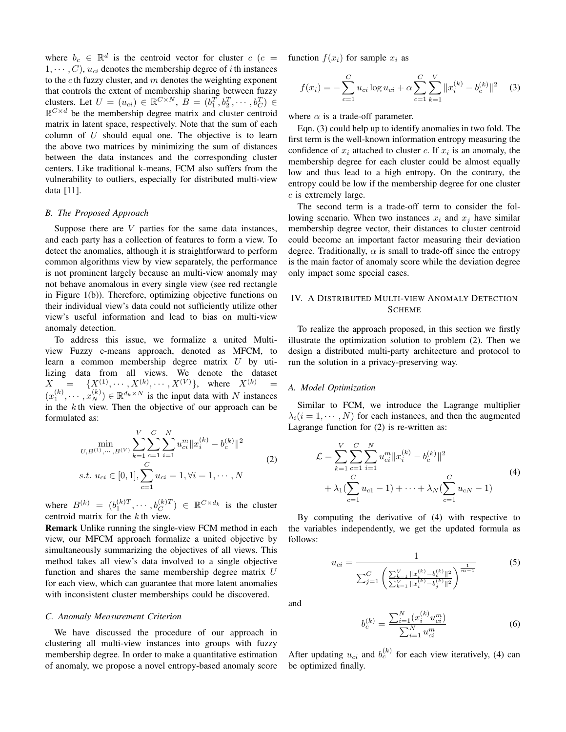where $b_c \in \mathbb{R}^d$ is the centroid vector for cluster $c$ ($c = 1, \cdots, C$), $u_{ci}$ denotes the membership degree of $i$ th instances to the $c$ th fuzzy cluster, and $m$ denotes the weighting exponent that controls the extent of membership sharing between fuzzy clusters. Let $U = (u_{ci}) \in \mathbb{R}^{C\times N}$, $B = (b_1^T, b_2^T, \cdots, b_C^T) \in \mathbb{R}^{C\times d}$ be the membership degree matrix and cluster centroid matrix in latent space, respectively. Note that the sum of each column of $U$ should equal one. The objective is to learn the above two matrices by minimizing the sum of distances between the data instances and the corresponding cluster centers. Like traditional k-means, FCM also suffers from the vulnerability to outliers, especially for distributed multi-view data [11].

### B. The Proposed Approach

Suppose there are $V$ parties for the same data instances, and each party has a collection of features to form a view. To detect the anomalies, although it is straightforward to perform common algorithms view by view separately, the performance is not prominent largely because an multi-view anomaly may not behave anomalous in every single view (see red rectangle in Figure 1(b)). Therefore, optimizing objective functions on their individual view's data could not sufficiently utilize other view's useful information and lead to bias on multi-view anomaly detection.

To address this issue, we formalize a united Multi-view Fuzzy c-means approach, denoted as MFCM, to learn a common membership degree matrix $U$ by utilizing data from all views. We denote the dataset $X = \{X^{(1)}, \cdots, X^{(k)}, \cdots, X^{(V)}\}$, where $X^{(k)} = (x_1^{(k)}, \cdots, x_N^{(k)}) \in \mathbb{R}^{d_k\times N}$ is the input data with $N$ instances in the $k$ th view. Then the objective of our approach can be formulated as:

$$
\begin{aligned}
&\min_{U, B^{(1)}, \cdots, B^{(V)}} \sum_{k=1}^{V}\sum_{c=1}^{C}\sum_{i=1}^{N} u_{ci}^m \|x_i^{(k)} - b_c^{(k)}\|^2 \\
&s.t.\ u_{ci} \in [0,1], \sum_{c=1}^{C} u_{ci} = 1, \forall i = 1, \cdots, N
\end{aligned}
\tag{2}
$$

where $B^{(k)} = (b_1^{(k)T}, \cdots, b_C^{(k)T}) \in \mathbb{R}^{C\times d_k}$ is the cluster centroid matrix for the $k$ th view.

**Remark** Unlike running the single-view FCM method in each view, our MFCM approach formalize a united objective by simultaneously summarizing the objectives of all views. This method takes all view's data involved to a single objective function and shares the same membership degree matrix $U$ for each view, which can guarantee that more latent anomalies with inconsistent cluster memberships could be discovered.

### C. Anomaly Measurement Criterion

We have discussed the procedure of our approach in clustering all multi-view instances into groups with fuzzy membership degree. In order to make a quantitative estimation of anomaly, we propose a novel entropy-based anomaly score function $f(x_i)$ for sample $x_i$ as

$$
f(x_i) = -\sum_{c=1}^{C} u_{ci}\log u_{ci} + \alpha \sum_{c=1}^{C}\sum_{k=1}^{V} \|x_i^{(k)} - b_c^{(k)}\|^2 \tag{3}
$$

where $\alpha$ is a trade-off parameter.

Eqn. (3) could help up to identify anomalies in two fold. The first term is the well-known information entropy measuring the confidence of $x_i$ attached to cluster $c$. If $x_i$ is an anomaly, the membership degree for each cluster could be almost equally low and thus lead to a high entropy. On the contrary, the entropy could be low if the membership degree for one cluster $c$ is extremely large.

The second term is a trade-off term to consider the following scenario. When two instances $x_i$ and $x_j$ have similar membership degree vector, their distances to cluster centroid could become an important factor measuring their deviation degree. Traditionally, $\alpha$ is small to trade-off since the entropy is the main factor of anomaly score while the deviation degree only impact some special cases.

## IV. A Distributed Multi-view Anomaly Detection Scheme

To realize the approach proposed, in this section we firstly illustrate the optimization solution to problem (2). Then we design a distributed multi-party architecture and protocol to run the solution in a privacy-preserving way.

### A. Model Optimization

Similar to FCM, we introduce the Lagrange multiplier $\lambda_i (i = 1, \cdots, N)$ for each instances, and then the augmented Lagrange function for (2) is re-written as:

$$
\begin{aligned}
\mathcal{L} = &\sum_{k=1}^{V}\sum_{c=1}^{C}\sum_{i=1}^{N} u_{ci}^m \|x_i^{(k)} - b_c^{(k)}\|^2 \\
&+ \lambda_1(\sum_{c=1}^{C} u_{c1} - 1) + \cdots + \lambda_N(\sum_{c=1}^{C} u_{cN} - 1)
\end{aligned}
\tag{4}
$$

By computing the derivative of (4) with respective to the variables independently, we get the updated formula as follows:

$$
u_{ci} = \frac{1}{\sum_{j=1}^{C}\left(\frac{\sum_{k=1}^{V}\|x_i^{(k)} - b_c^{(k)}\|^2}{\sum_{k=1}^{V}\|x_i^{(k)} - b_j^{(k)}\|^2}\right)^{\frac{1}{m-1}}} \tag{5}
$$

and

$$
b_c^{(k)} = \frac{\sum_{i=1}^{N}(x_i^{(k)} u_{ci}^m)}{\sum_{i=1}^{N} u_{ci}^m} \tag{6}
$$

After updating $u_{ci}$ and $b_c^{(k)}$ for each view iteratively, (4) can be optimized finally.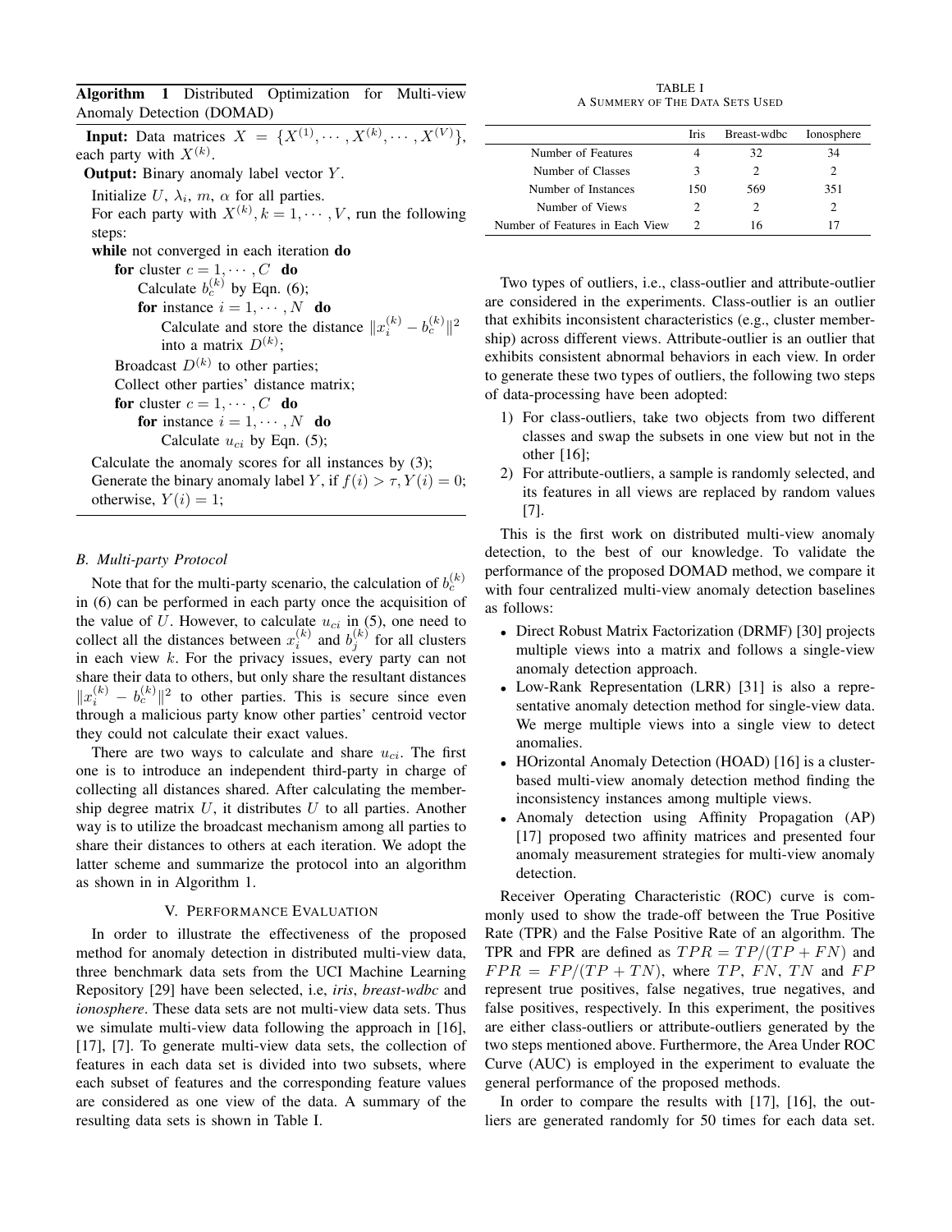**Algorithm 1** Distributed Optimization for Multi-view Anomaly Detection (DOMAD)

**Input:** Data matrices $X = \{X^{(1)}, \cdots, X^{(k)}, \cdots, X^{(V)}\}$, each party with $X^{(k)}$.

**Output:** Binary anomaly label vector $Y$.

Initialize $U$, $\lambda_i$, $m$, $\alpha$ for all parties.
For each party with $X^{(k)}, k = 1, \cdots, V$, run the following steps:
**while** not converged in each iteration **do**
  **for** cluster $c = 1, \cdots, C$ **do**
    Calculate $b_c^{(k)}$ by Eqn. (6);
    **for** instance $i = 1, \cdots, N$ **do**
      Calculate and store the distance $\|x_i^{(k)} - b_c^{(k)}\|^2$ into a matrix $D^{(k)}$;
  Broadcast $D^{(k)}$ to other parties;
  Collect other parties' distance matrix;
  **for** cluster $c = 1, \cdots, C$ **do**
    **for** instance $i = 1, \cdots, N$ **do**
      Calculate $u_{ci}$ by Eqn. (5);
Calculate the anomaly scores for all instances by (3);
Generate the binary anomaly label $Y$, if $f(i) > \tau, Y(i) = 0$; otherwise, $Y(i) = 1$;

### B. Multi-party Protocol

Note that for the multi-party scenario, the calculation of $b_c^{(k)}$ in (6) can be performed in each party once the acquisition of the value of $U$. However, to calculate $u_{ci}$ in (5), one need to collect all the distances between $x_i^{(k)}$ and $b_j^{(k)}$ for all clusters in each view $k$. For the privacy issues, every party can not share their data to others, but only share the resultant distances $\|x_i^{(k)} - b_c^{(k)}\|^2$ to other parties. This is secure since even through a malicious party know other parties' centroid vector they could not calculate their exact values.

There are two ways to calculate and share $u_{ci}$. The first one is to introduce an independent third-party in charge of collecting all distances shared. After calculating the membership degree matrix $U$, it distributes $U$ to all parties. Another way is to utilize the broadcast mechanism among all parties to share their distances to others at each iteration. We adopt the latter scheme and summarize the protocol into an algorithm as shown in in Algorithm 1.

## V. Performance Evaluation

In order to illustrate the effectiveness of the proposed method for anomaly detection in distributed multi-view data, three benchmark data sets from the UCI Machine Learning Repository [29] have been selected, i.e, *iris*, *breast-wdbc* and *ionosphere*. These data sets are not multi-view data sets. Thus we simulate multi-view data following the approach in [16], [17], [7]. To generate multi-view data sets, the collection of features in each data set is divided into two subsets, where each subset of features and the corresponding feature values are considered as one view of the data. A summary of the resulting data sets is shown in Table I.

TABLE I
A Summery of The Data Sets Used

| | Iris | Breast-wdbc | Ionosphere |
|---|---|---|---|
| Number of Features | 4 | 32 | 34 |
| Number of Classes | 3 | 2 | 2 |
| Number of Instances | 150 | 569 | 351 |
| Number of Views | 2 | 2 | 2 |
| Number of Features in Each View | 2 | 16 | 17 |

Two types of outliers, i.e., class-outlier and attribute-outlier are considered in the experiments. Class-outlier is an outlier that exhibits inconsistent characteristics (e.g., cluster membership) across different views. Attribute-outlier is an outlier that exhibits consistent abnormal behaviors in each view. In order to generate these two types of outliers, the following two steps of data-processing have been adopted:

1) For class-outliers, take two objects from two different classes and swap the subsets in one view but not in the other [16];
2) For attribute-outliers, a sample is randomly selected, and its features in all views are replaced by random values [7].

This is the first work on distributed multi-view anomaly detection, to the best of our knowledge. To validate the performance of the proposed DOMAD method, we compare it with four centralized multi-view anomaly detection baselines as follows:

- Direct Robust Matrix Factorization (DRMF) [30] projects multiple views into a matrix and follows a single-view anomaly detection approach.
- Low-Rank Representation (LRR) [31] is also a representative anomaly detection method for single-view data. We merge multiple views into a single view to detect anomalies.
- HOrizontal Anomaly Detection (HOAD) [16] is a cluster-based multi-view anomaly detection method finding the inconsistency instances among multiple views.
- Anomaly detection using Affinity Propagation (AP) [17] proposed two affinity matrices and presented four anomaly measurement strategies for multi-view anomaly detection.

Receiver Operating Characteristic (ROC) curve is commonly used to show the trade-off between the True Positive Rate (TPR) and the False Positive Rate of an algorithm. The TPR and FPR are defined as $TPR = TP/(TP + FN)$ and $FPR = FP/(TP + TN)$, where $TP$, $FN$, $TN$ and $FP$ represent true positives, false negatives, true negatives, and false positives, respectively. In this experiment, the positives are either class-outliers or attribute-outliers generated by the two steps mentioned above. Furthermore, the Area Under ROC Curve (AUC) is employed in the experiment to evaluate the general performance of the proposed methods.

In order to compare the results with [17], [16], the outliers are generated randomly for 50 times for each data set.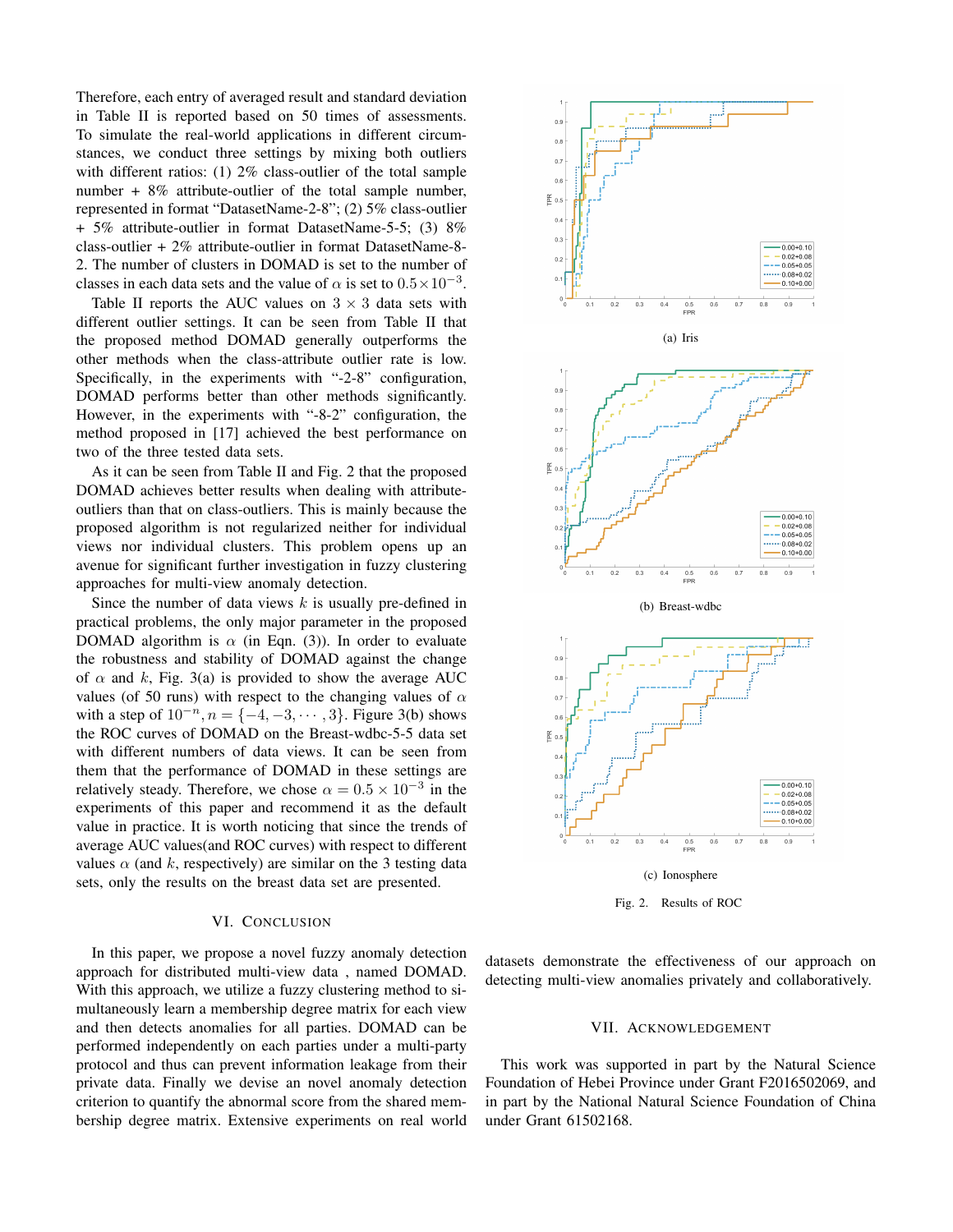Therefore, each entry of averaged result and standard deviation in Table II is reported based on 50 times of assessments. To simulate the real-world applications in different circumstances, we conduct three settings by mixing both outliers with different ratios: (1) 2% class-outlier of the total sample number + 8% attribute-outlier of the total sample number, represented in format "DatasetName-2-8"; (2) 5% class-outlier + 5% attribute-outlier in format DatasetName-5-5; (3) 8% class-outlier + 2% attribute-outlier in format DatasetName-8-2. The number of clusters in DOMAD is set to the number of classes in each data sets and the value of $\alpha$ is set to $0.5 \times 10^{-3}$.

Table II reports the AUC values on $3 \times 3$ data sets with different outlier settings. It can be seen from Table II that the proposed method DOMAD generally outperforms the other methods when the class-attribute outlier rate is low. Specifically, in the experiments with "-2-8" configuration, DOMAD performs better than other methods significantly. However, in the experiments with "-8-2" configuration, the method proposed in [17] achieved the best performance on two of the three tested data sets.

As it can be seen from Table II and Fig. 2 that the proposed DOMAD achieves better results when dealing with attribute-outliers than that on class-outliers. This is mainly because the proposed algorithm is not regularized neither for individual views nor individual clusters. This problem opens up an avenue for significant further investigation in fuzzy clustering approaches for multi-view anomaly detection.

Since the number of data views $k$ is usually pre-defined in practical problems, the only major parameter in the proposed DOMAD algorithm is $\alpha$ (in Eqn. (3)). In order to evaluate the robustness and stability of DOMAD against the change of $\alpha$ and $k$, Fig. 3(a) is provided to show the average AUC values (of 50 runs) with respect to the changing values of $\alpha$ with a step of $10^{-n}, n = \{-4, -3, \cdots, 3\}$. Figure 3(b) shows the ROC curves of DOMAD on the Breast-wdbc-5-5 data set with different numbers of data views. It can be seen from them that the performance of DOMAD in these settings are relatively steady. Therefore, we chose $\alpha = 0.5 \times 10^{-3}$ in the experiments of this paper and recommend it as the default value in practice. It is worth noticing that since the trends of average AUC values(and ROC curves) with respect to different values $\alpha$ (and $k$, respectively) are similar on the 3 testing data sets, only the results on the breast data set are presented.

(a) Iris

(b) Breast-wdbc

(c) Ionosphere

Fig. 2. Results of ROC

## VI. Conclusion

In this paper, we propose a novel fuzzy anomaly detection approach for distributed multi-view data , named DOMAD. With this approach, we utilize a fuzzy clustering method to simultaneously learn a membership degree matrix for each view and then detects anomalies for all parties. DOMAD can be performed independently on each parties under a multi-party protocol and thus can prevent information leakage from their private data. Finally we devise an novel anomaly detection criterion to quantify the abnormal score from the shared membership degree matrix. Extensive experiments on real world datasets demonstrate the effectiveness of our approach on detecting multi-view anomalies privately and collaboratively.

## VII. Acknowledgement

This work was supported in part by the Natural Science Foundation of Hebei Province under Grant F2016502069, and in part by the National Natural Science Foundation of China under Grant 61502168.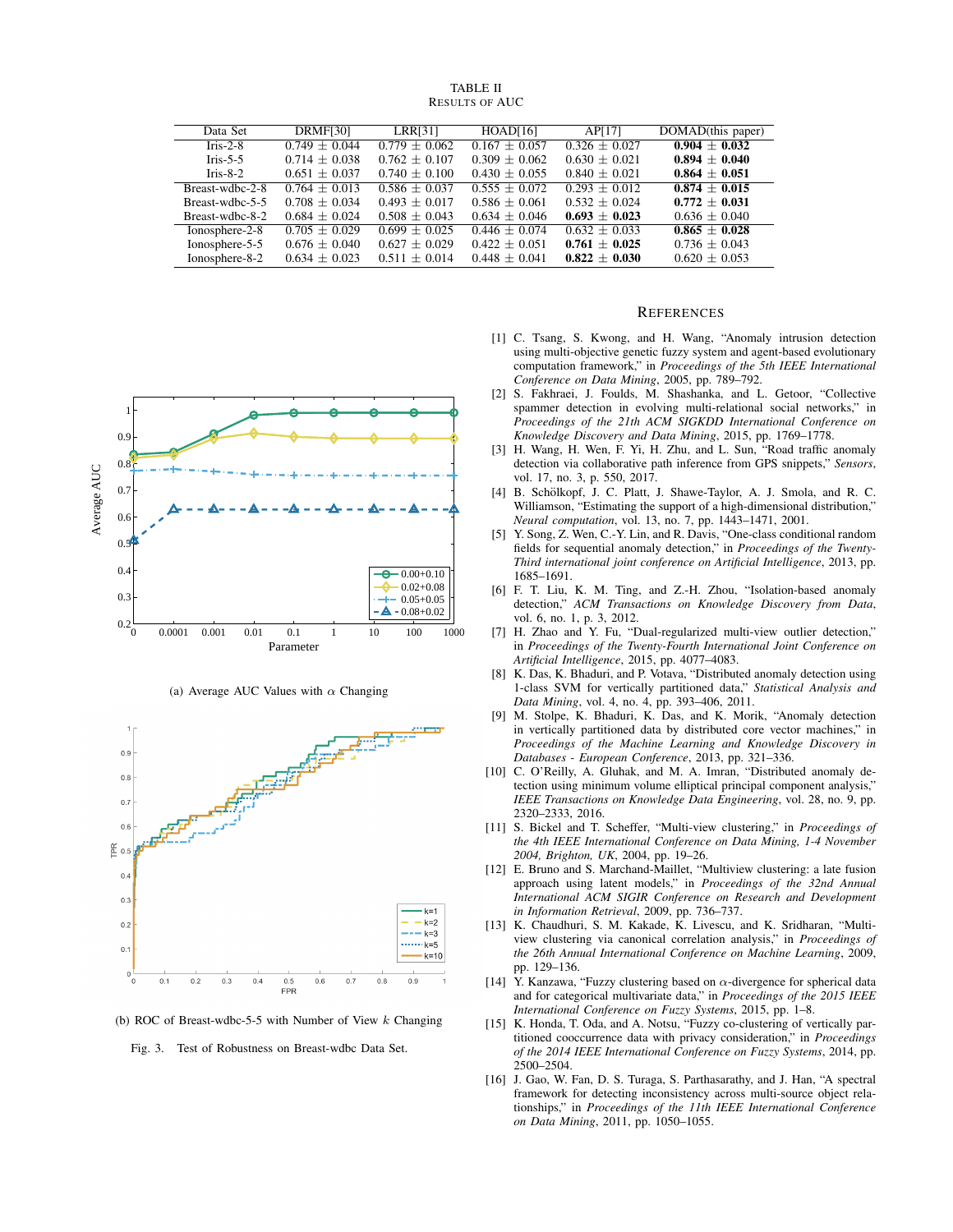TABLE II
RESULTS OF AUC

| Data Set | DRMF[30] | LRR[31] | HOAD[16] | AP[17] | DOMAD(this paper) |
|---|---|---|---|---|---|
| Iris-2-8 | 0.749 $\pm$ 0.044 | 0.779 $\pm$ 0.062 | 0.167 $\pm$ 0.057 | 0.326 $\pm$ 0.027 | **0.904 $\pm$ 0.032** |
| Iris-5-5 | 0.714 $\pm$ 0.038 | 0.762 $\pm$ 0.107 | 0.309 $\pm$ 0.062 | 0.630 $\pm$ 0.021 | **0.894 $\pm$ 0.040** |
| Iris-8-2 | 0.651 $\pm$ 0.037 | 0.740 $\pm$ 0.100 | 0.430 $\pm$ 0.055 | 0.840 $\pm$ 0.021 | **0.864 $\pm$ 0.051** |
| Breast-wdbc-2-8 | 0.764 $\pm$ 0.013 | 0.586 $\pm$ 0.037 | 0.555 $\pm$ 0.072 | 0.293 $\pm$ 0.012 | **0.874 $\pm$ 0.015** |
| Breast-wdbc-5-5 | 0.708 $\pm$ 0.034 | 0.493 $\pm$ 0.017 | 0.586 $\pm$ 0.061 | 0.532 $\pm$ 0.024 | **0.772 $\pm$ 0.031** |
| Breast-wdbc-8-2 | 0.684 $\pm$ 0.024 | 0.508 $\pm$ 0.043 | 0.634 $\pm$ 0.046 | **0.693 $\pm$ 0.023** | 0.636 $\pm$ 0.040 |
| Ionosphere-2-8 | 0.705 $\pm$ 0.029 | 0.699 $\pm$ 0.025 | 0.446 $\pm$ 0.074 | 0.632 $\pm$ 0.033 | **0.865 $\pm$ 0.028** |
| Ionosphere-5-5 | 0.676 $\pm$ 0.040 | 0.627 $\pm$ 0.029 | 0.422 $\pm$ 0.051 | **0.761 $\pm$ 0.025** | 0.736 $\pm$ 0.043 |
| Ionosphere-8-2 | 0.634 $\pm$ 0.023 | 0.511 $\pm$ 0.014 | 0.448 $\pm$ 0.041 | **0.822 $\pm$ 0.030** | 0.620 $\pm$ 0.053 |

(a) Average AUC Values with $\alpha$ Changing

(b) ROC of Breast-wdbc-5-5 with Number of View $k$ Changing

Fig. 3. Test of Robustness on Breast-wdbc Data Set.

## REFERENCES

[1] C. Tsang, S. Kwong, and H. Wang, "Anomaly intrusion detection using multi-objective genetic fuzzy system and agent-based evolutionary computation framework," in *Proceedings of the 5th IEEE International Conference on Data Mining*, 2005, pp. 789–792.

[2] S. Fakhraei, J. Foulds, M. Shashanka, and L. Getoor, "Collective spammer detection in evolving multi-relational social networks," in *Proceedings of the 21th ACM SIGKDD International Conference on Knowledge Discovery and Data Mining*, 2015, pp. 1769–1778.

[3] H. Wang, H. Wen, F. Yi, H. Zhu, and L. Sun, "Road traffic anomaly detection via collaborative path inference from GPS snippets," *Sensors*, vol. 17, no. 3, p. 550, 2017.

[4] B. Schölkopf, J. C. Platt, J. Shawe-Taylor, A. J. Smola, and R. C. Williamson, "Estimating the support of a high-dimensional distribution," *Neural computation*, vol. 13, no. 7, pp. 1443–1471, 2001.

[5] Y. Song, Z. Wen, C.-Y. Lin, and R. Davis, "One-class conditional random fields for sequential anomaly detection," in *Proceedings of the Twenty-Third international joint conference on Artificial Intelligence*, 2013, pp. 1685–1691.

[6] F. T. Liu, K. M. Ting, and Z.-H. Zhou, "Isolation-based anomaly detection," *ACM Transactions on Knowledge Discovery from Data*, vol. 6, no. 1, p. 3, 2012.

[7] H. Zhao and Y. Fu, "Dual-regularized multi-view outlier detection," in *Proceedings of the Twenty-Fourth International Joint Conference on Artificial Intelligence*, 2015, pp. 4077–4083.

[8] K. Das, K. Bhaduri, and P. Votava, "Distributed anomaly detection using 1-class SVM for vertically partitioned data," *Statistical Analysis and Data Mining*, vol. 4, no. 4, pp. 393–406, 2011.

[9] M. Stolpe, K. Bhaduri, K. Das, and K. Morik, "Anomaly detection in vertically partitioned data by distributed core vector machines," in *Proceedings of the Machine Learning and Knowledge Discovery in Databases - European Conference*, 2013, pp. 321–336.

[10] C. O'Reilly, A. Gluhak, and M. A. Imran, "Distributed anomaly detection using minimum volume elliptical principal component analysis," *IEEE Transactions on Knowledge Data Engineering*, vol. 28, no. 9, pp. 2320–2333, 2016.

[11] S. Bickel and T. Scheffer, "Multi-view clustering," in *Proceedings of the 4th IEEE International Conference on Data Mining, 1-4 November 2004, Brighton, UK*, 2004, pp. 19–26.

[12] E. Bruno and S. Marchand-Maillet, "Multiview clustering: a late fusion approach using latent models," in *Proceedings of the 32nd Annual International ACM SIGIR Conference on Research and Development in Information Retrieval*, 2009, pp. 736–737.

[13] K. Chaudhuri, S. M. Kakade, K. Livescu, and K. Sridharan, "Multi-view clustering via canonical correlation analysis," in *Proceedings of the 26th Annual International Conference on Machine Learning*, 2009, pp. 129–136.

[14] Y. Kanzawa, "Fuzzy clustering based on $\alpha$-divergence for spherical data and for categorical multivariate data," in *Proceedings of the 2015 IEEE International Conference on Fuzzy Systems*, 2015, pp. 1–8.

[15] K. Honda, T. Oda, and A. Notsu, "Fuzzy co-clustering of vertically partitioned cooccurrence data with privacy consideration," in *Proceedings of the 2014 IEEE International Conference on Fuzzy Systems*, 2014, pp. 2500–2504.

[16] J. Gao, W. Fan, D. S. Turaga, S. Parthasarathy, and J. Han, "A spectral framework for detecting inconsistency across multi-source object relationships," in *Proceedings of the 11th IEEE International Conference on Data Mining*, 2011, pp. 1050–1055.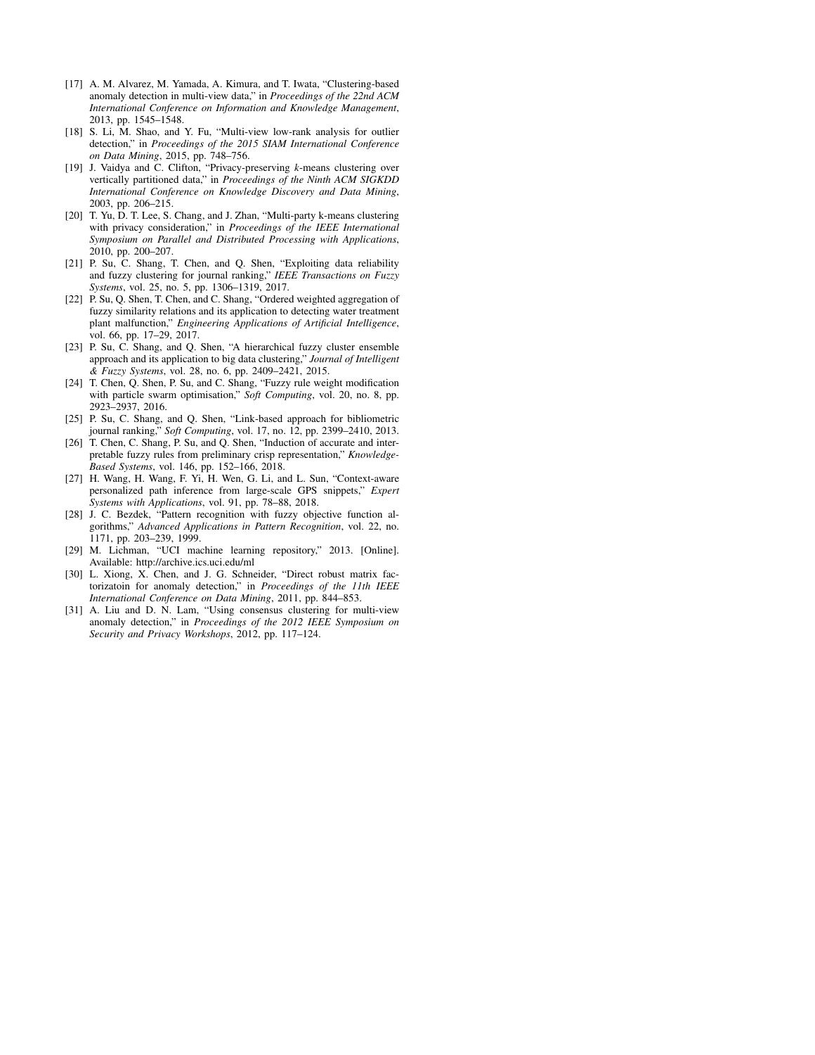[17] A. M. Alvarez, M. Yamada, A. Kimura, and T. Iwata, "Clustering-based anomaly detection in multi-view data," in *Proceedings of the 22nd ACM International Conference on Information and Knowledge Management*, 2013, pp. 1545–1548.

[18] S. Li, M. Shao, and Y. Fu, "Multi-view low-rank analysis for outlier detection," in *Proceedings of the 2015 SIAM International Conference on Data Mining*, 2015, pp. 748–756.

[19] J. Vaidya and C. Clifton, "Privacy-preserving *k*-means clustering over vertically partitioned data," in *Proceedings of the Ninth ACM SIGKDD International Conference on Knowledge Discovery and Data Mining*, 2003, pp. 206–215.

[20] T. Yu, D. T. Lee, S. Chang, and J. Zhan, "Multi-party k-means clustering with privacy consideration," in *Proceedings of the IEEE International Symposium on Parallel and Distributed Processing with Applications*, 2010, pp. 200–207.

[21] P. Su, C. Shang, T. Chen, and Q. Shen, "Exploiting data reliability and fuzzy clustering for journal ranking," *IEEE Transactions on Fuzzy Systems*, vol. 25, no. 5, pp. 1306–1319, 2017.

[22] P. Su, Q. Shen, T. Chen, and C. Shang, "Ordered weighted aggregation of fuzzy similarity relations and its application to detecting water treatment plant malfunction," *Engineering Applications of Artificial Intelligence*, vol. 66, pp. 17–29, 2017.

[23] P. Su, C. Shang, and Q. Shen, "A hierarchical fuzzy cluster ensemble approach and its application to big data clustering," *Journal of Intelligent & Fuzzy Systems*, vol. 28, no. 6, pp. 2409–2421, 2015.

[24] T. Chen, Q. Shen, P. Su, and C. Shang, "Fuzzy rule weight modification with particle swarm optimisation," *Soft Computing*, vol. 20, no. 8, pp. 2923–2937, 2016.

[25] P. Su, C. Shang, and Q. Shen, "Link-based approach for bibliometric journal ranking," *Soft Computing*, vol. 17, no. 12, pp. 2399–2410, 2013.

[26] T. Chen, C. Shang, P. Su, and Q. Shen, "Induction of accurate and interpretable fuzzy rules from preliminary crisp representation," *Knowledge-Based Systems*, vol. 146, pp. 152–166, 2018.

[27] H. Wang, H. Wang, F. Yi, H. Wen, G. Li, and L. Sun, "Context-aware personalized path inference from large-scale GPS snippets," *Expert Systems with Applications*, vol. 91, pp. 78–88, 2018.

[28] J. C. Bezdek, "Pattern recognition with fuzzy objective function algorithms," *Advanced Applications in Pattern Recognition*, vol. 22, no. 1171, pp. 203–239, 1999.

[29] M. Lichman, "UCI machine learning repository," 2013. [Online]. Available: http://archive.ics.uci.edu/ml

[30] L. Xiong, X. Chen, and J. G. Schneider, "Direct robust matrix factorizatoin for anomaly detection," in *Proceedings of the 11th IEEE International Conference on Data Mining*, 2011, pp. 844–853.

[31] A. Liu and D. N. Lam, "Using consensus clustering for multi-view anomaly detection," in *Proceedings of the 2012 IEEE Symposium on Security and Privacy Workshops*, 2012, pp. 117–124.